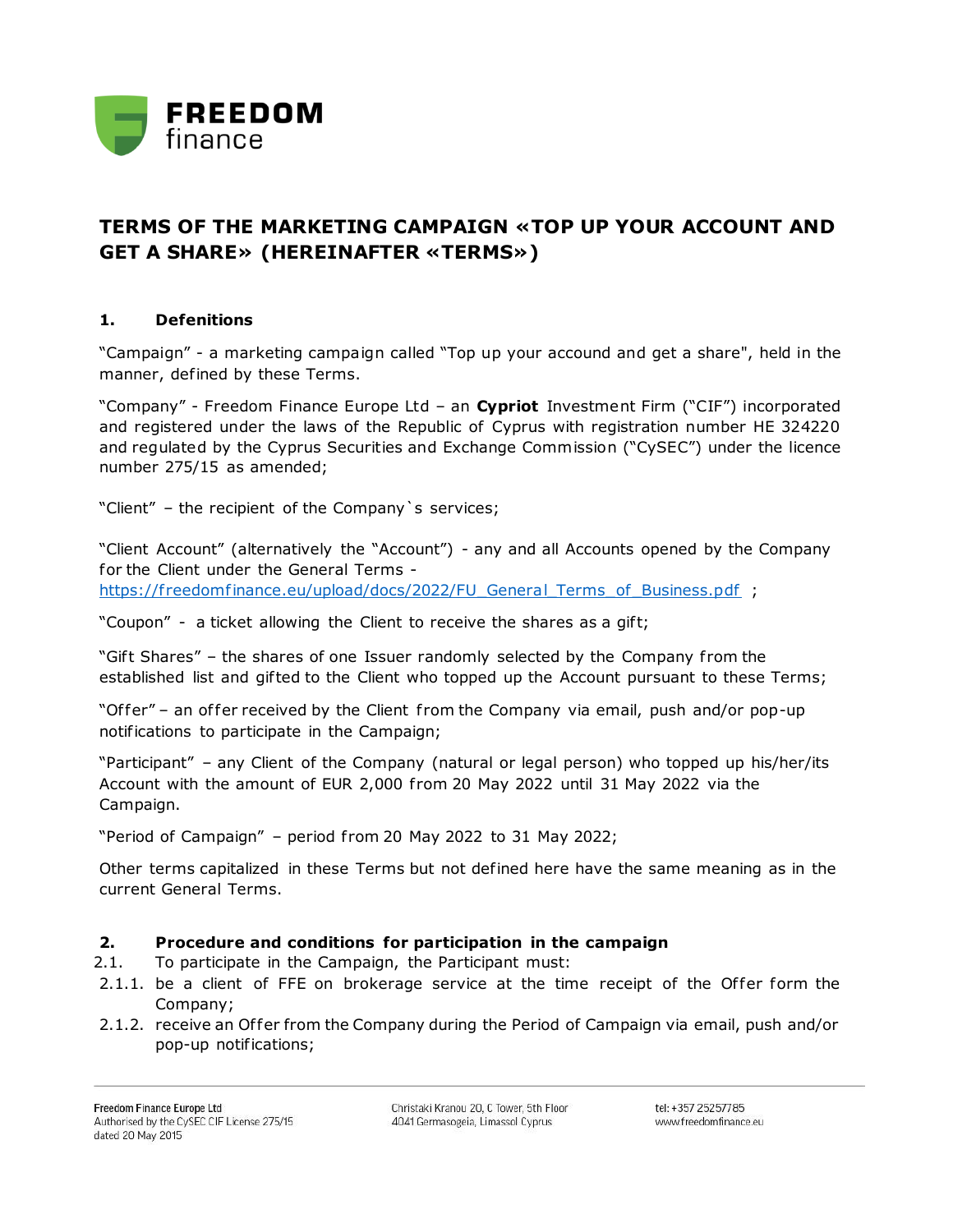# TERMS OF THE MARKETING CAMPAIGN «TOP UP YOUR ACCOUNT AND GET A SHARE» (HEREINAFTER «TERMS»)

## 1. Defenitions

"Campaign" - a marketing campaign called "Top up your accound and get a share", held in the manner, defined by these Terms.

"Company" - Freedom Finance Europe Ltd – an **Cypriot** Investment Firm ("CIF") incorporated and registered under the laws of the Republic of Cyprus with registration number HE 324220 and regulated by the Cyprus Securities and Exchange Commission ("CySEC") under the licence number 275/15 as amended;

"Client" – the recipient of the Company`s services;

"Client Account" (alternatively the "Account") - any and all Accounts opened by the Company for the Client under the General Terms - [https://freedomfinance.eu/upload/docs/2022/FU_General_Terms_of_Business.pdf](https://freedomfinance.eu/upload/docs/2022/FU_General_Terms_of_Business.pdf) ;

"Coupon" - a ticket allowing the Client to receive the shares as a gift;

"Gift Shares" – the shares of one Issuer randomly selected by the Company from the established list and gifted to the Client who topped up the Account pursuant to these Terms;

"Offer" – an offer received by the Client from the Company via email, push and/or pop-up notifications to participate in the Campaign;

"Participant" – any Client of the Company (natural or legal person) who topped up his/her/its Account with the amount of EUR 2,000 from 20 May 2022 until 31 May 2022 via the Campaign.

"Period of Campaign" – period from 20 May 2022 to 31 May 2022;

Other terms capitalized in these Terms but not defined here have the same meaning as in the current General Terms.

## 2. Procedure and conditions for participation in the campaign

2.1. To participate in the Campaign, the Participant must:

2.1.1. be a client of FFE on brokerage service at the time receipt of the Offer form the Company;

2.1.2. receive an Offer from the Company during the Period of Campaign via email, push and/or pop-up notifications;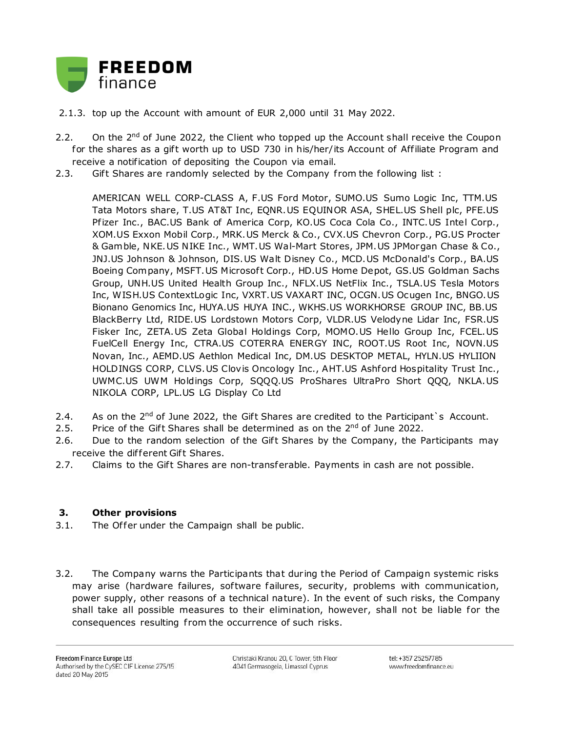2.1.3. top up the Account with amount of EUR 2,000 until 31 May 2022.

2.2. On the 2nd of June 2022, the Client who topped up the Account shall receive the Coupon for the shares as a gift worth up to USD 730 in his/her/its Account of Affiliate Program and receive a notification of depositing the Coupon via email.

2.3. Gift Shares are randomly selected by the Company from the following list :

AMERICAN WELL CORP-CLASS A, F.US Ford Motor, SUMO.US Sumo Logic Inc, TTM.US Tata Motors share, T.US AT&T Inc, EQNR.US EQUINOR ASA, SHEL.US Shell plc, PFE.US Pfizer Inc., BAC.US Bank of America Corp, KO.US Coca Cola Co., INTC.US Intel Corp., XOM.US Exxon Mobil Corp., MRK.US Merck & Co., CVX.US Chevron Corp., PG.US Procter & Gamble, NKE.US NIKE Inc., WMT.US Wal-Mart Stores, JPM.US JPMorgan Chase & Co., JNJ.US Johnson & Johnson, DIS.US Walt Disney Co., MCD.US McDonald's Corp., BA.US Boeing Company, MSFT.US Microsoft Corp., HD.US Home Depot, GS.US Goldman Sachs Group, UNH.US United Health Group Inc., NFLX.US NetFlix Inc., TSLA.US Tesla Motors Inc, WISH.US ContextLogic Inc, VXRT.US VAXART INC, OCGN.US Ocugen Inc, BNGO.US Bionano Genomics Inc, HUYA.US HUYA INC., WKHS.US WORKHORSE GROUP INC, BB.US BlackBerry Ltd, RIDE.US Lordstown Motors Corp, VLDR.US Velodyne Lidar Inc, FSR.US Fisker Inc, ZETA.US Zeta Global Holdings Corp, MOMO.US Hello Group Inc, FCEL.US FuelCell Energy Inc, CTRA.US COTERRA ENERGY INC, ROOT.US Root Inc, NOVN.US Novan, Inc., AEMD.US Aethlon Medical Inc, DM.US DESKTOP METAL, HYLN.US HYLIION HOLDINGS CORP, CLVS.US Clovis Oncology Inc., AHT.US Ashford Hospitality Trust Inc., UWMC.US UWM Holdings Corp, SQQQ.US ProShares UltraPro Short QQQ, NKLA.US NIKOLA CORP, LPL.US LG Display Co Ltd

2.4. As on the 2nd of June 2022, the Gift Shares are credited to the Participant`s Account.

2.5. Price of the Gift Shares shall be determined as on the 2nd of June 2022.

2.6. Due to the random selection of the Gift Shares by the Company, the Participants may receive the different Gift Shares.

2.7. Claims to the Gift Shares are non-transferable. Payments in cash are not possible.

## 3. Other provisions

3.1. The Offer under the Campaign shall be public.

3.2. The Company warns the Participants that during the Period of Campaign systemic risks may arise (hardware failures, software failures, security, problems with communication, power supply, other reasons of a technical nature). In the event of such risks, the Company shall take all possible measures to their elimination, however, shall not be liable for the consequences resulting from the occurrence of such risks.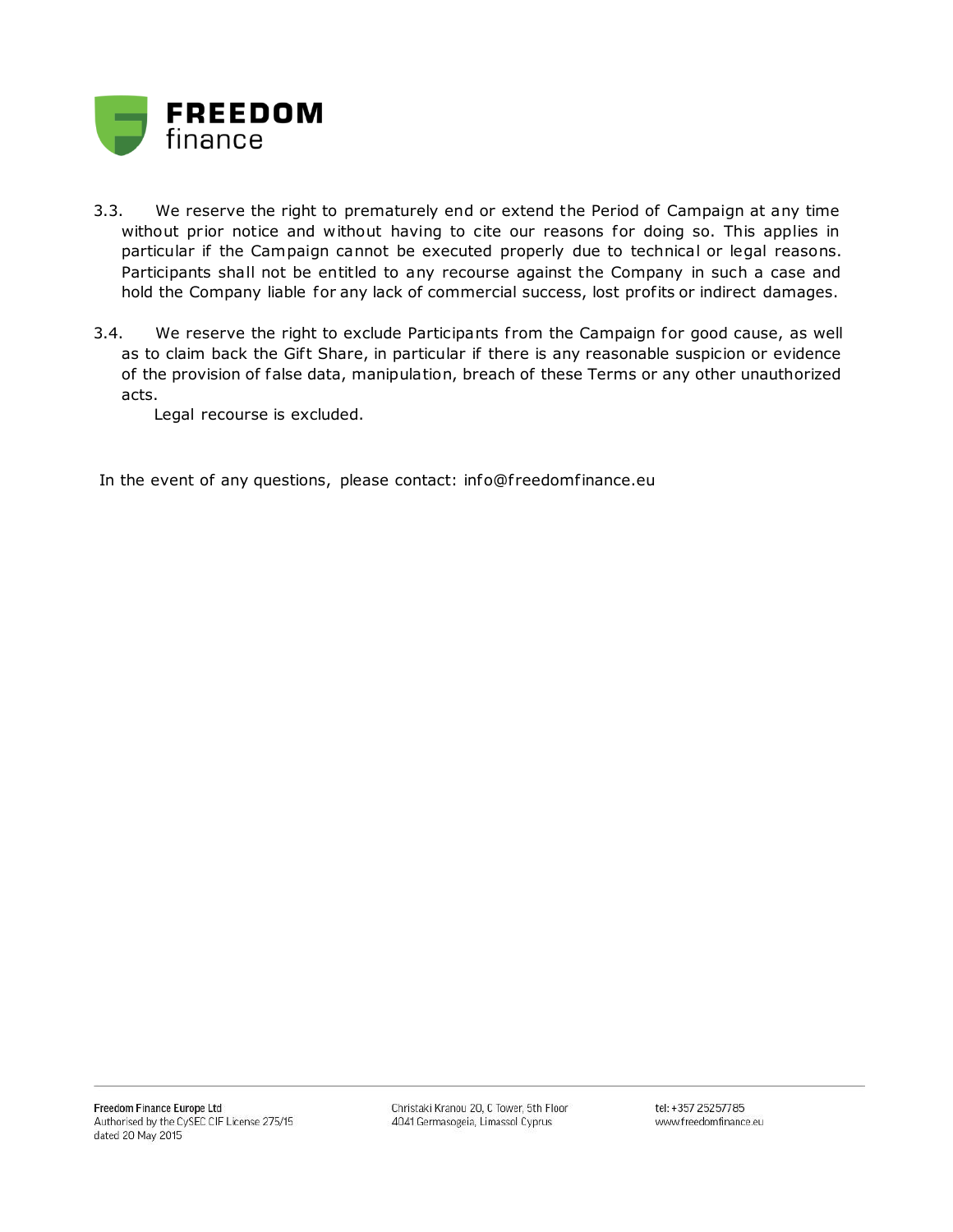3.3. We reserve the right to prematurely end or extend the Period of Campaign at any time without prior notice and without having to cite our reasons for doing so. This applies in particular if the Campaign cannot be executed properly due to technical or legal reasons. Participants shall not be entitled to any recourse against the Company in such a case and hold the Company liable for any lack of commercial success, lost profits or indirect damages.

3.4. We reserve the right to exclude Participants from the Campaign for good cause, as well as to claim back the Gift Share, in particular if there is any reasonable suspicion or evidence of the provision of false data, manipulation, breach of these Terms or any other unauthorized acts.
Legal recourse is excluded.

In the event of any questions, please contact: info@freedomfinance.eu